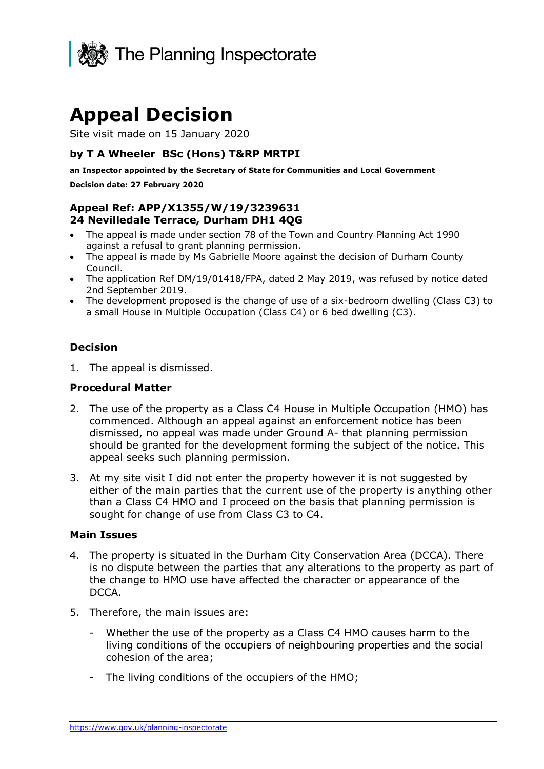The Planning Inspectorate

# Appeal Decision

Site visit made on 15 January 2020

### by T A Wheeler BSc (Hons) T&RP MRTPI

**an Inspector appointed by the Secretary of State for Communities and Local Government**

**Decision date: 27 February 2020**

---

### Appeal Ref: APP/X1355/W/19/3239631
### 24 Nevilledale Terrace, Durham DH1 4QG

- The appeal is made under section 78 of the Town and Country Planning Act 1990 against a refusal to grant planning permission.
- The appeal is made by Ms Gabrielle Moore against the decision of Durham County Council.
- The application Ref DM/19/01418/FPA, dated 2 May 2019, was refused by notice dated 2nd September 2019.
- The development proposed is the change of use of a six-bedroom dwelling (Class C3) to a small House in Multiple Occupation (Class C4) or 6 bed dwelling (C3).

---

### Decision

1. The appeal is dismissed.

### Procedural Matter

2. The use of the property as a Class C4 House in Multiple Occupation (HMO) has commenced. Although an appeal against an enforcement notice has been dismissed, no appeal was made under Ground A- that planning permission should be granted for the development forming the subject of the notice. This appeal seeks such planning permission.

3. At my site visit I did not enter the property however it is not suggested by either of the main parties that the current use of the property is anything other than a Class C4 HMO and I proceed on the basis that planning permission is sought for change of use from Class C3 to C4.

### Main Issues

4. The property is situated in the Durham City Conservation Area (DCCA). There is no dispute between the parties that any alterations to the property as part of the change to HMO use have affected the character or appearance of the DCCA.

5. Therefore, the main issues are:

   - Whether the use of the property as a Class C4 HMO causes harm to the living conditions of the occupiers of neighbouring properties and the social cohesion of the area;
   - The living conditions of the occupiers of the HMO;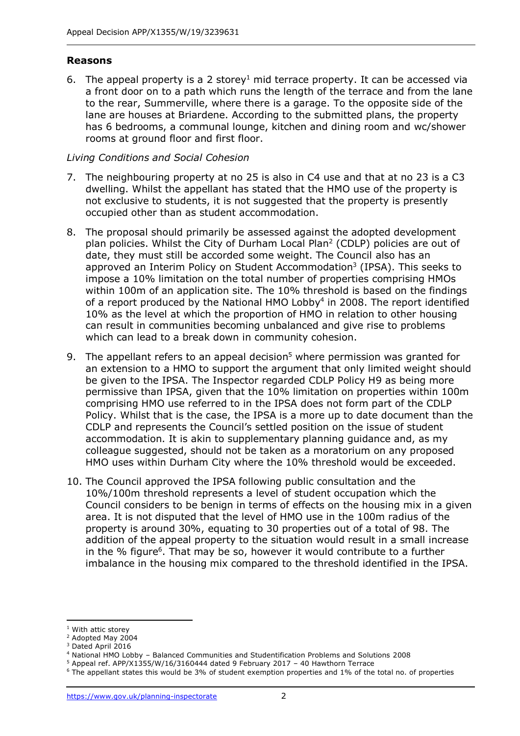## Reasons

6. The appeal property is a 2 storey[1] mid terrace property. It can be accessed via a front door on to a path which runs the length of the terrace and from the lane to the rear, Summerville, where there is a garage. To the opposite side of the lane are houses at Briardene. According to the submitted plans, the property has 6 bedrooms, a communal lounge, kitchen and dining room and wc/shower rooms at ground floor and first floor.

*Living Conditions and Social Cohesion*

7. The neighbouring property at no 25 is also in C4 use and that at no 23 is a C3 dwelling. Whilst the appellant has stated that the HMO use of the property is not exclusive to students, it is not suggested that the property is presently occupied other than as student accommodation.

8. The proposal should primarily be assessed against the adopted development plan policies. Whilst the City of Durham Local Plan[2] (CDLP) policies are out of date, they must still be accorded some weight. The Council also has an approved an Interim Policy on Student Accommodation[3] (IPSA). This seeks to impose a 10% limitation on the total number of properties comprising HMOs within 100m of an application site. The 10% threshold is based on the findings of a report produced by the National HMO Lobby[4] in 2008. The report identified 10% as the level at which the proportion of HMO in relation to other housing can result in communities becoming unbalanced and give rise to problems which can lead to a break down in community cohesion.

9. The appellant refers to an appeal decision[5] where permission was granted for an extension to a HMO to support the argument that only limited weight should be given to the IPSA. The Inspector regarded CDLP Policy H9 as being more permissive than IPSA, given that the 10% limitation on properties within 100m comprising HMO use referred to in the IPSA does not form part of the CDLP Policy. Whilst that is the case, the IPSA is a more up to date document than the CDLP and represents the Council's settled position on the issue of student accommodation. It is akin to supplementary planning guidance and, as my colleague suggested, should not be taken as a moratorium on any proposed HMO uses within Durham City where the 10% threshold would be exceeded.

10. The Council approved the IPSA following public consultation and the 10%/100m threshold represents a level of student occupation which the Council considers to be benign in terms of effects on the housing mix in a given area. It is not disputed that the level of HMO use in the 100m radius of the property is around 30%, equating to 30 properties out of a total of 98. The addition of the appeal property to the situation would result in a small increase in the % figure[6]. That may be so, however it would contribute to a further imbalance in the housing mix compared to the threshold identified in the IPSA.

---

[1] With attic storey

[2] Adopted May 2004

[3] Dated April 2016

[4] National HMO Lobby – Balanced Communities and Studentification Problems and Solutions 2008

[5] Appeal ref. APP/X1355/W/16/3160444 dated 9 February 2017 – 40 Hawthorn Terrace

[6] The appellant states this would be 3% of student exemption properties and 1% of the total no. of properties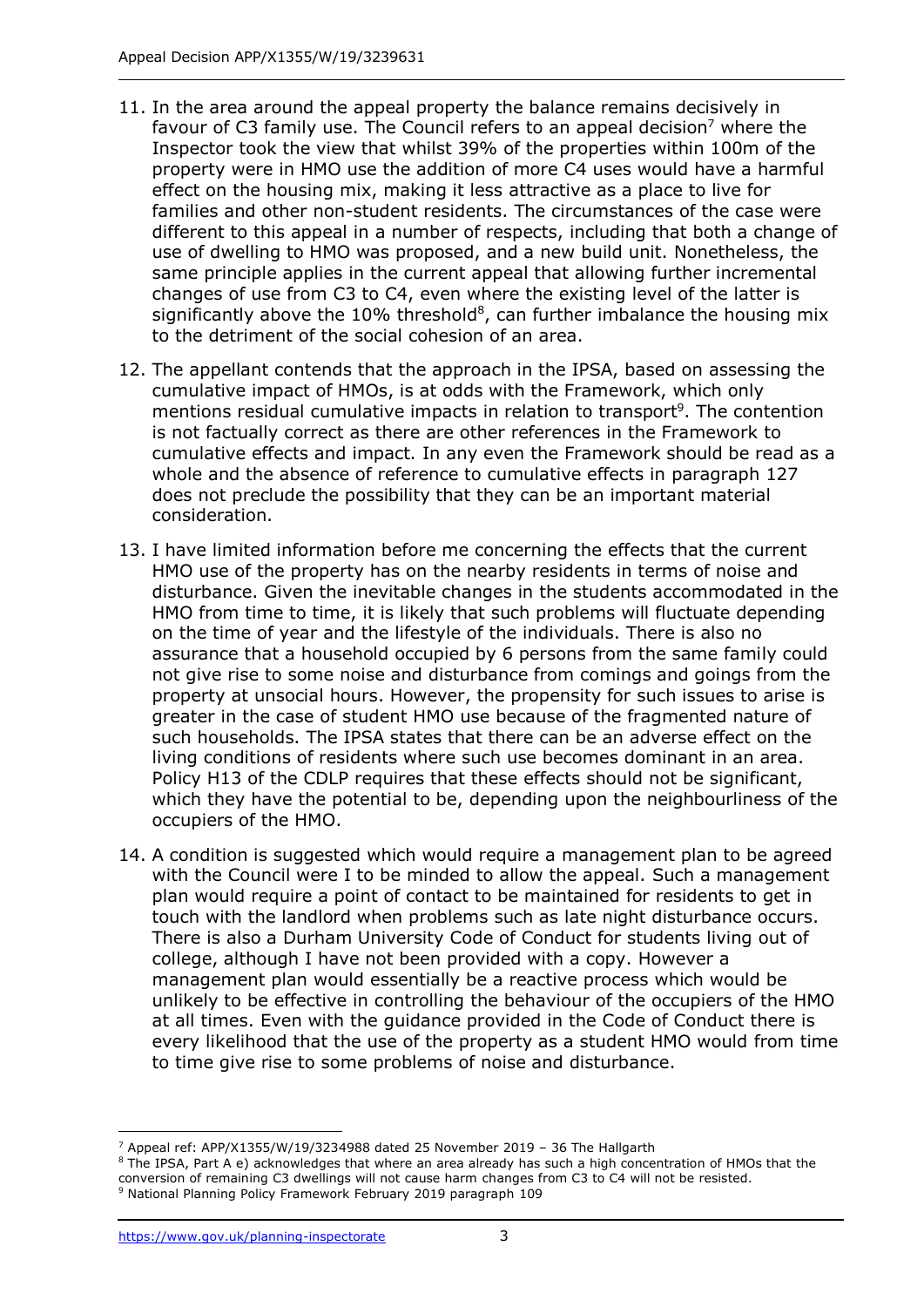11. In the area around the appeal property the balance remains decisively in favour of C3 family use. The Council refers to an appeal decision[7] where the Inspector took the view that whilst 39% of the properties within 100m of the property were in HMO use the addition of more C4 uses would have a harmful effect on the housing mix, making it less attractive as a place to live for families and other non-student residents. The circumstances of the case were different to this appeal in a number of respects, including that both a change of use of dwelling to HMO was proposed, and a new build unit. Nonetheless, the same principle applies in the current appeal that allowing further incremental changes of use from C3 to C4, even where the existing level of the latter is significantly above the 10% threshold[8], can further imbalance the housing mix to the detriment of the social cohesion of an area.

12. The appellant contends that the approach in the IPSA, based on assessing the cumulative impact of HMOs, is at odds with the Framework, which only mentions residual cumulative impacts in relation to transport[9]. The contention is not factually correct as there are other references in the Framework to cumulative effects and impact. In any even the Framework should be read as a whole and the absence of reference to cumulative effects in paragraph 127 does not preclude the possibility that they can be an important material consideration.

13. I have limited information before me concerning the effects that the current HMO use of the property has on the nearby residents in terms of noise and disturbance. Given the inevitable changes in the students accommodated in the HMO from time to time, it is likely that such problems will fluctuate depending on the time of year and the lifestyle of the individuals. There is also no assurance that a household occupied by 6 persons from the same family could not give rise to some noise and disturbance from comings and goings from the property at unsocial hours. However, the propensity for such issues to arise is greater in the case of student HMO use because of the fragmented nature of such households. The IPSA states that there can be an adverse effect on the living conditions of residents where such use becomes dominant in an area. Policy H13 of the CDLP requires that these effects should not be significant, which they have the potential to be, depending upon the neighbourliness of the occupiers of the HMO.

14. A condition is suggested which would require a management plan to be agreed with the Council were I to be minded to allow the appeal. Such a management plan would require a point of contact to be maintained for residents to get in touch with the landlord when problems such as late night disturbance occurs. There is also a Durham University Code of Conduct for students living out of college, although I have not been provided with a copy. However a management plan would essentially be a reactive process which would be unlikely to be effective in controlling the behaviour of the occupiers of the HMO at all times. Even with the guidance provided in the Code of Conduct there is every likelihood that the use of the property as a student HMO would from time to time give rise to some problems of noise and disturbance.

---

[7] Appeal ref: APP/X1355/W/19/3234988 dated 25 November 2019 – 36 The Hallgarth

[8] The IPSA, Part A e) acknowledges that where an area already has such a high concentration of HMOs that the conversion of remaining C3 dwellings will not cause harm changes from C3 to C4 will not be resisted.

[9] National Planning Policy Framework February 2019 paragraph 109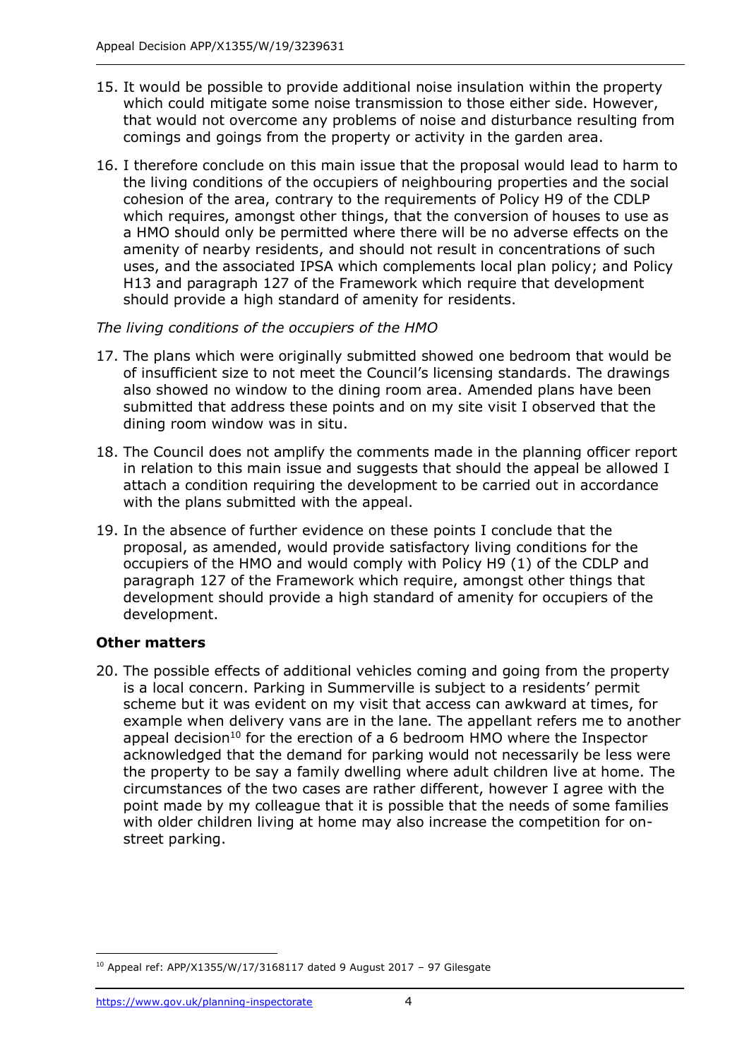15. It would be possible to provide additional noise insulation within the property which could mitigate some noise transmission to those either side. However, that would not overcome any problems of noise and disturbance resulting from comings and goings from the property or activity in the garden area.

16. I therefore conclude on this main issue that the proposal would lead to harm to the living conditions of the occupiers of neighbouring properties and the social cohesion of the area, contrary to the requirements of Policy H9 of the CDLP which requires, amongst other things, that the conversion of houses to use as a HMO should only be permitted where there will be no adverse effects on the amenity of nearby residents, and should not result in concentrations of such uses, and the associated IPSA which complements local plan policy; and Policy H13 and paragraph 127 of the Framework which require that development should provide a high standard of amenity for residents.

*The living conditions of the occupiers of the HMO*

17. The plans which were originally submitted showed one bedroom that would be of insufficient size to not meet the Council's licensing standards. The drawings also showed no window to the dining room area. Amended plans have been submitted that address these points and on my site visit I observed that the dining room window was in situ.

18. The Council does not amplify the comments made in the planning officer report in relation to this main issue and suggests that should the appeal be allowed I attach a condition requiring the development to be carried out in accordance with the plans submitted with the appeal.

19. In the absence of further evidence on these points I conclude that the proposal, as amended, would provide satisfactory living conditions for the occupiers of the HMO and would comply with Policy H9 (1) of the CDLP and paragraph 127 of the Framework which require, amongst other things that development should provide a high standard of amenity for occupiers of the development.

## Other matters

20. The possible effects of additional vehicles coming and going from the property is a local concern. Parking in Summerville is subject to a residents' permit scheme but it was evident on my visit that access can awkward at times, for example when delivery vans are in the lane. The appellant refers me to another appeal decision[10] for the erection of a 6 bedroom HMO where the Inspector acknowledged that the demand for parking would not necessarily be less were the property to be say a family dwelling where adult children live at home. The circumstances of the two cases are rather different, however I agree with the point made by my colleague that it is possible that the needs of some families with older children living at home may also increase the competition for on-street parking.

[10] Appeal ref: APP/X1355/W/17/3168117 dated 9 August 2017 – 97 Gilesgate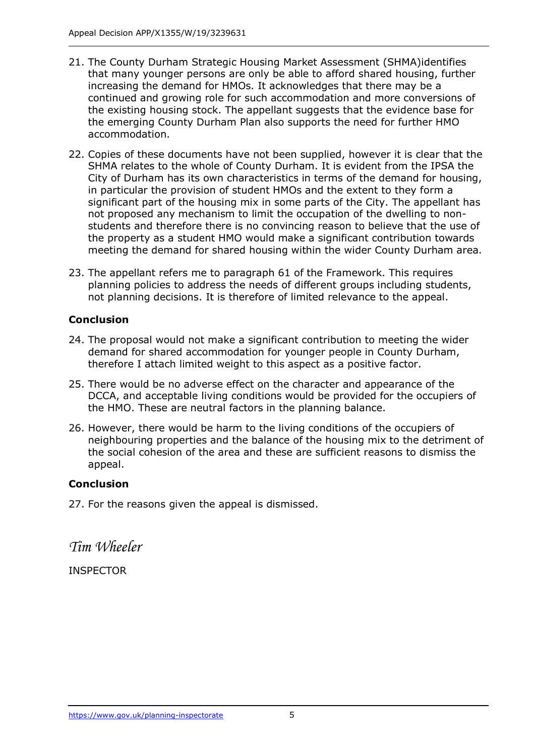21. The County Durham Strategic Housing Market Assessment (SHMA)identifies that many younger persons are only be able to afford shared housing, further increasing the demand for HMOs. It acknowledges that there may be a continued and growing role for such accommodation and more conversions of the existing housing stock. The appellant suggests that the evidence base for the emerging County Durham Plan also supports the need for further HMO accommodation.

22. Copies of these documents have not been supplied, however it is clear that the SHMA relates to the whole of County Durham. It is evident from the IPSA the City of Durham has its own characteristics in terms of the demand for housing, in particular the provision of student HMOs and the extent to they form a significant part of the housing mix in some parts of the City. The appellant has not proposed any mechanism to limit the occupation of the dwelling to non-students and therefore there is no convincing reason to believe that the use of the property as a student HMO would make a significant contribution towards meeting the demand for shared housing within the wider County Durham area.

23. The appellant refers me to paragraph 61 of the Framework. This requires planning policies to address the needs of different groups including students, not planning decisions. It is therefore of limited relevance to the appeal.

**Conclusion**

24. The proposal would not make a significant contribution to meeting the wider demand for shared accommodation for younger people in County Durham, therefore I attach limited weight to this aspect as a positive factor.

25. There would be no adverse effect on the character and appearance of the DCCA, and acceptable living conditions would be provided for the occupiers of the HMO. These are neutral factors in the planning balance.

26. However, there would be harm to the living conditions of the occupiers of neighbouring properties and the balance of the housing mix to the detriment of the social cohesion of the area and these are sufficient reasons to dismiss the appeal.

**Conclusion**

27. For the reasons given the appeal is dismissed.

*Tim Wheeler*

INSPECTOR